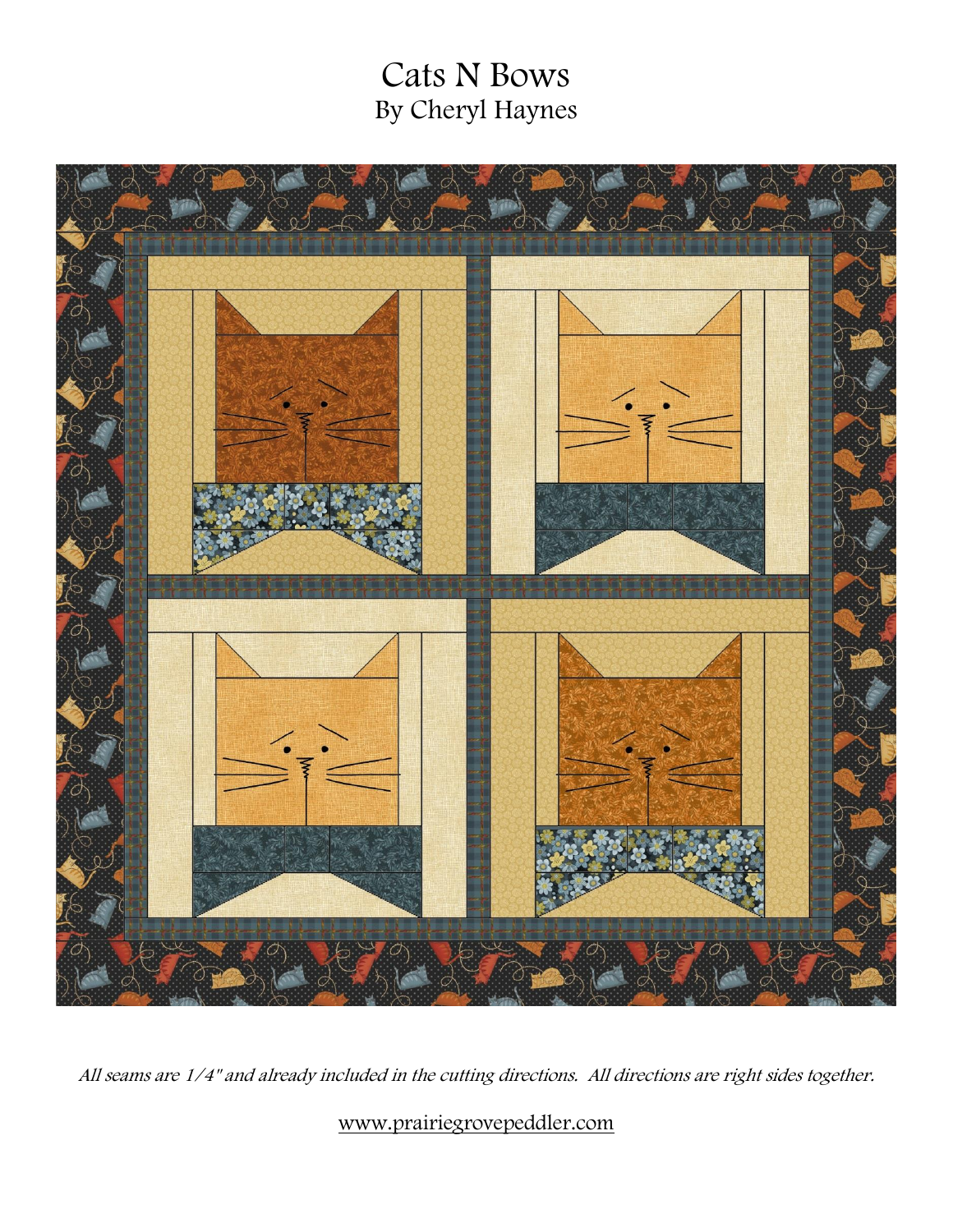# Cats N Bows

By Cheryl Haynes

*All seams are 1/4" and already included in the cutting directions. All directions are right sides together.*

www.prairiegrovepeddler.com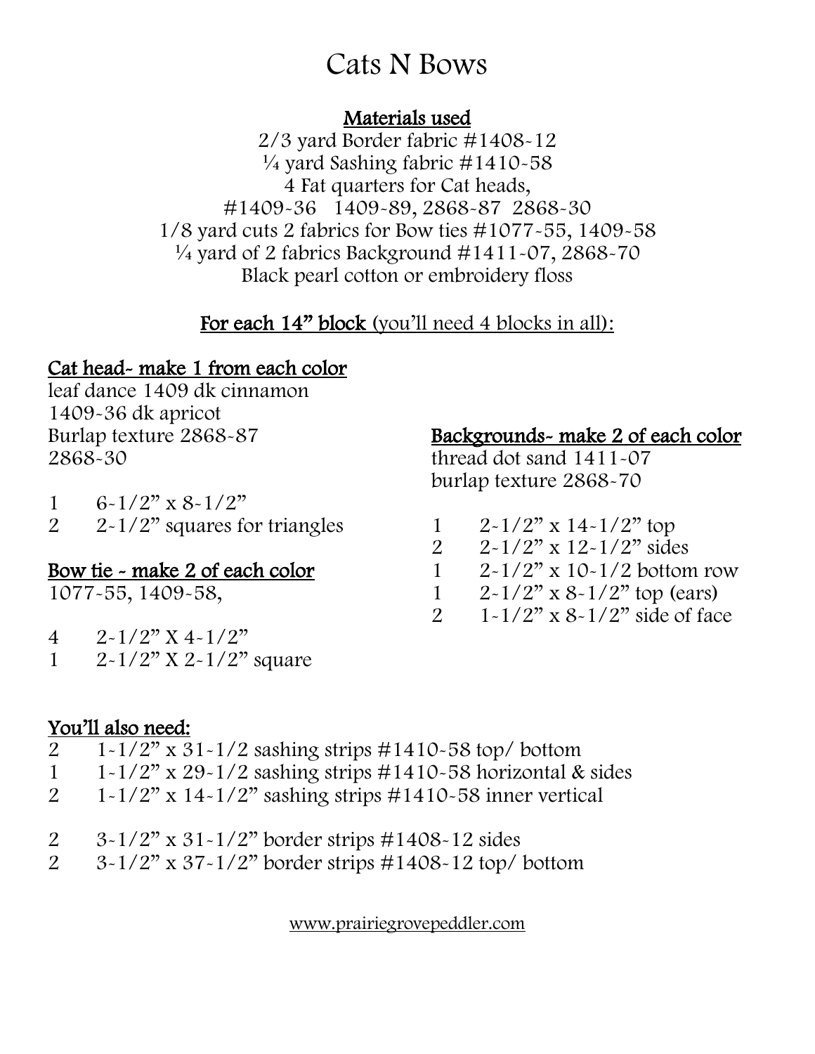# Cats N Bows

**Materials used**

2/3 yard Border fabric #1408-12
¼ yard Sashing fabric #1410-58
4 Fat quarters for Cat heads,
#1409-36 1409-89, 2868-87 2868-30
1/8 yard cuts 2 fabrics for Bow ties #1077-55, 1409-58
¼ yard of 2 fabrics Background #1411-07, 2868-70
Black pearl cotton or embroidery floss

**For each 14" block** (you'll need 4 blocks in all):

**Cat head- make 1 from each color**

leaf dance 1409 dk cinnamon
1409-36 dk apricot
Burlap texture 2868-87
2868-30

1 6-1/2" x 8-1/2"
2 2-1/2" squares for triangles

**Bow tie - make 2 of each color**

1077-55, 1409-58,

4 2-1/2" X 4-1/2"
1 2-1/2" X 2-1/2" square

**Backgrounds- make 2 of each color**

thread dot sand 1411-07
burlap texture 2868-70

1 2-1/2" x 14-1/2" top
2 2-1/2" x 12-1/2" sides
1 2-1/2" x 10-1/2 bottom row
1 2-1/2" x 8-1/2" top (ears)
2 1-1/2" x 8-1/2" side of face

**You'll also need:**

2 1-1/2" x 31-1/2 sashing strips #1410-58 top/ bottom
1 1-1/2" x 29-1/2 sashing strips #1410-58 horizontal & sides
2 1-1/2" x 14-1/2" sashing strips #1410-58 inner vertical

2 3-1/2" x 31-1/2" border strips #1408-12 sides
2 3-1/2" x 37-1/2" border strips #1408-12 top/ bottom

www.prairiegrovepeddler.com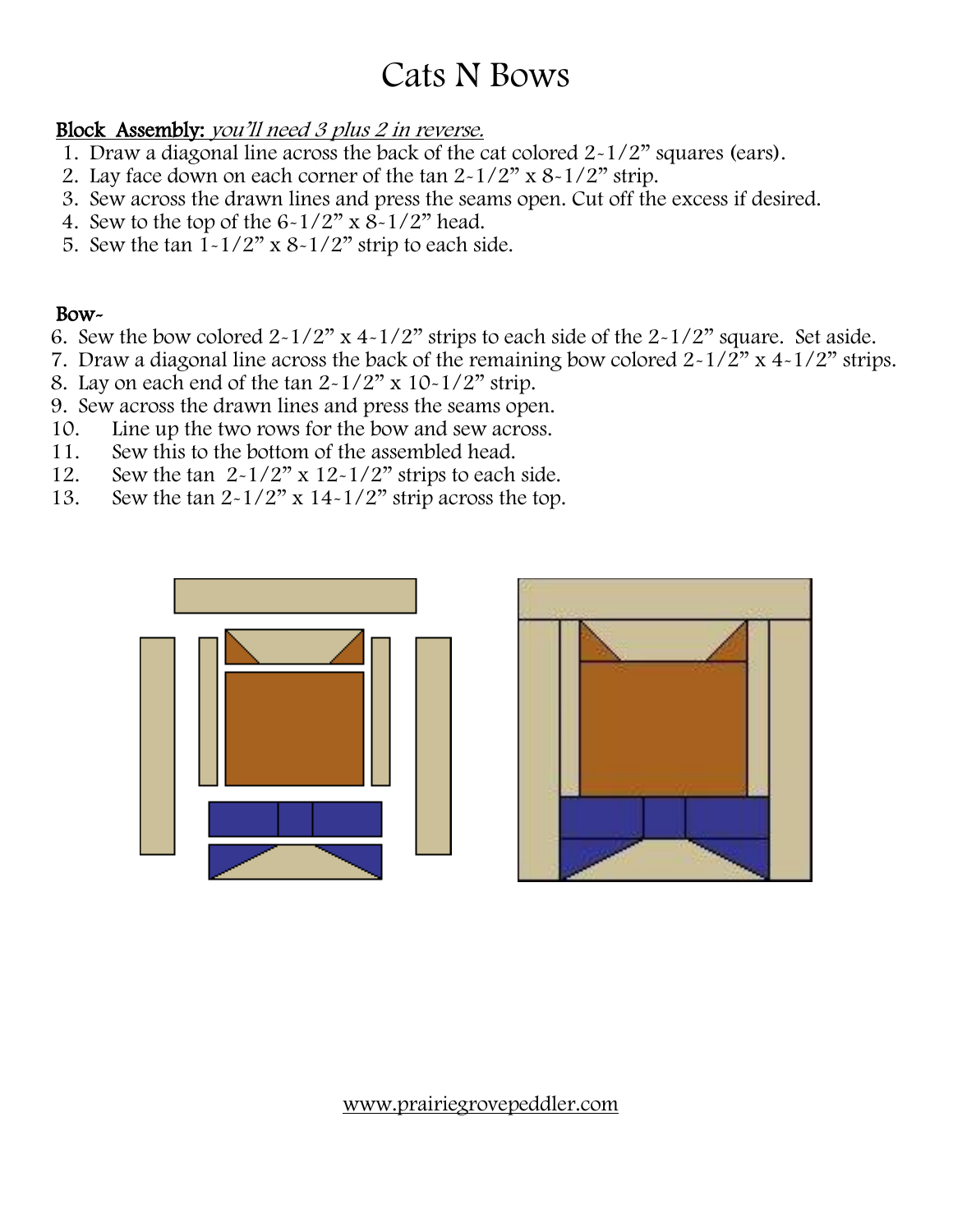# Cats N Bows

**Block Assembly:** *you'll need 3 plus 2 in reverse.*

1. Draw a diagonal line across the back of the cat colored 2-1/2" squares (ears).
2. Lay face down on each corner of the tan 2-1/2" x 8-1/2" strip.
3. Sew across the drawn lines and press the seams open. Cut off the excess if desired.
4. Sew to the top of the 6-1/2" x 8-1/2" head.
5. Sew the tan 1-1/2" x 8-1/2" strip to each side.

**Bow-**

6. Sew the bow colored 2-1/2" x 4-1/2" strips to each side of the 2-1/2" square. Set aside.
7. Draw a diagonal line across the back of the remaining bow colored 2-1/2" x 4-1/2" strips.
8. Lay on each end of the tan 2-1/2" x 10-1/2" strip.
9. Sew across the drawn lines and press the seams open.
10. Line up the two rows for the bow and sew across.
11. Sew this to the bottom of the assembled head.
12. Sew the tan 2-1/2" x 12-1/2" strips to each side.
13. Sew the tan 2-1/2" x 14-1/2" strip across the top.

www.prairiegrovepeddler.com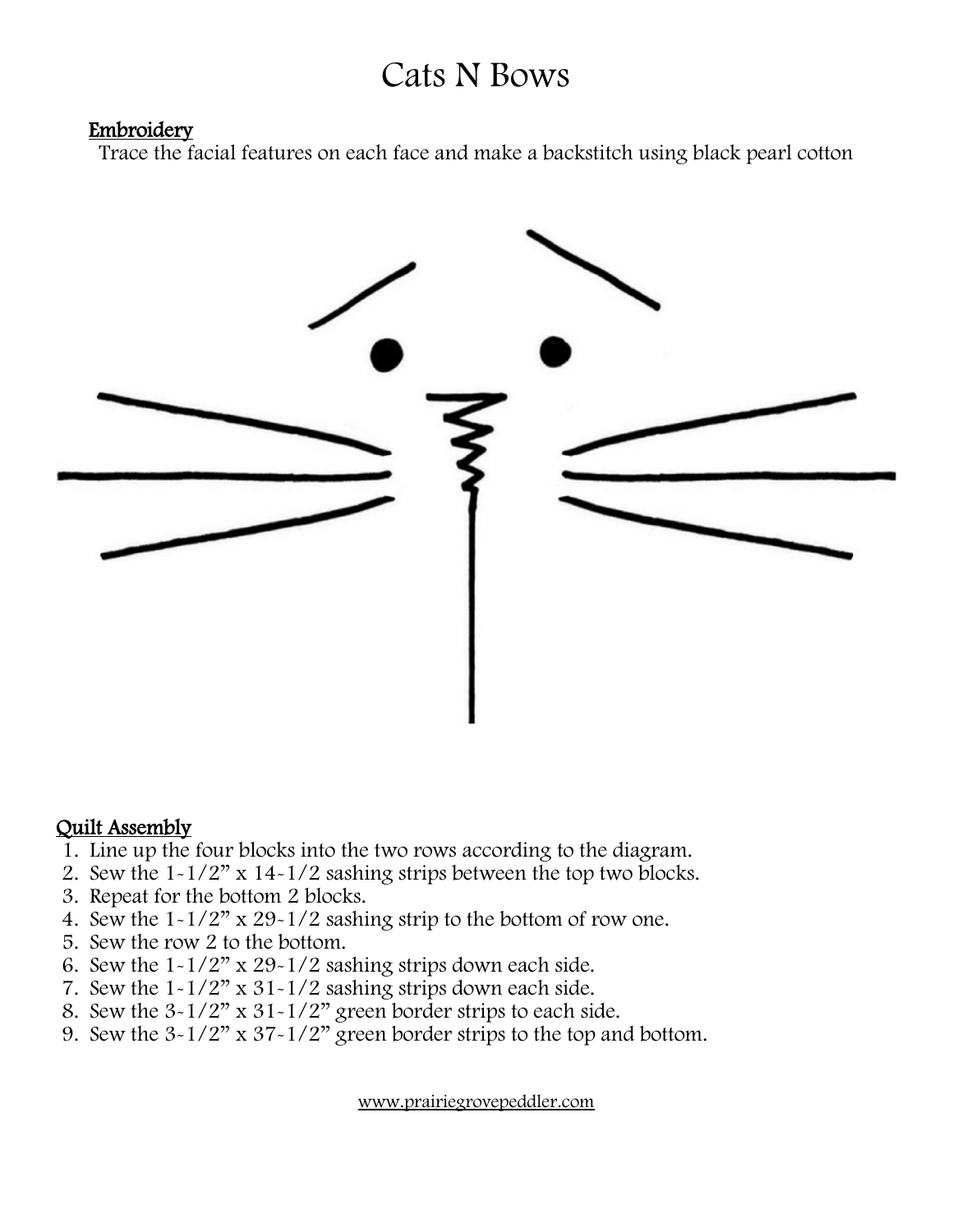# Cats N Bows

**Embroidery**

Trace the facial features on each face and make a backstitch using black pearl cotton

**Quilt Assembly**

1. Line up the four blocks into the two rows according to the diagram.
2. Sew the 1-1/2" x 14-1/2 sashing strips between the top two blocks.
3. Repeat for the bottom 2 blocks.
4. Sew the 1-1/2" x 29-1/2 sashing strip to the bottom of row one.
5. Sew the row 2 to the bottom.
6. Sew the 1-1/2" x 29-1/2 sashing strips down each side.
7. Sew the 1-1/2" x 31-1/2 sashing strips down each side.
8. Sew the 3-1/2" x 31-1/2" green border strips to each side.
9. Sew the 3-1/2" x 37-1/2" green border strips to the top and bottom.

www.prairiegrovepeddler.com